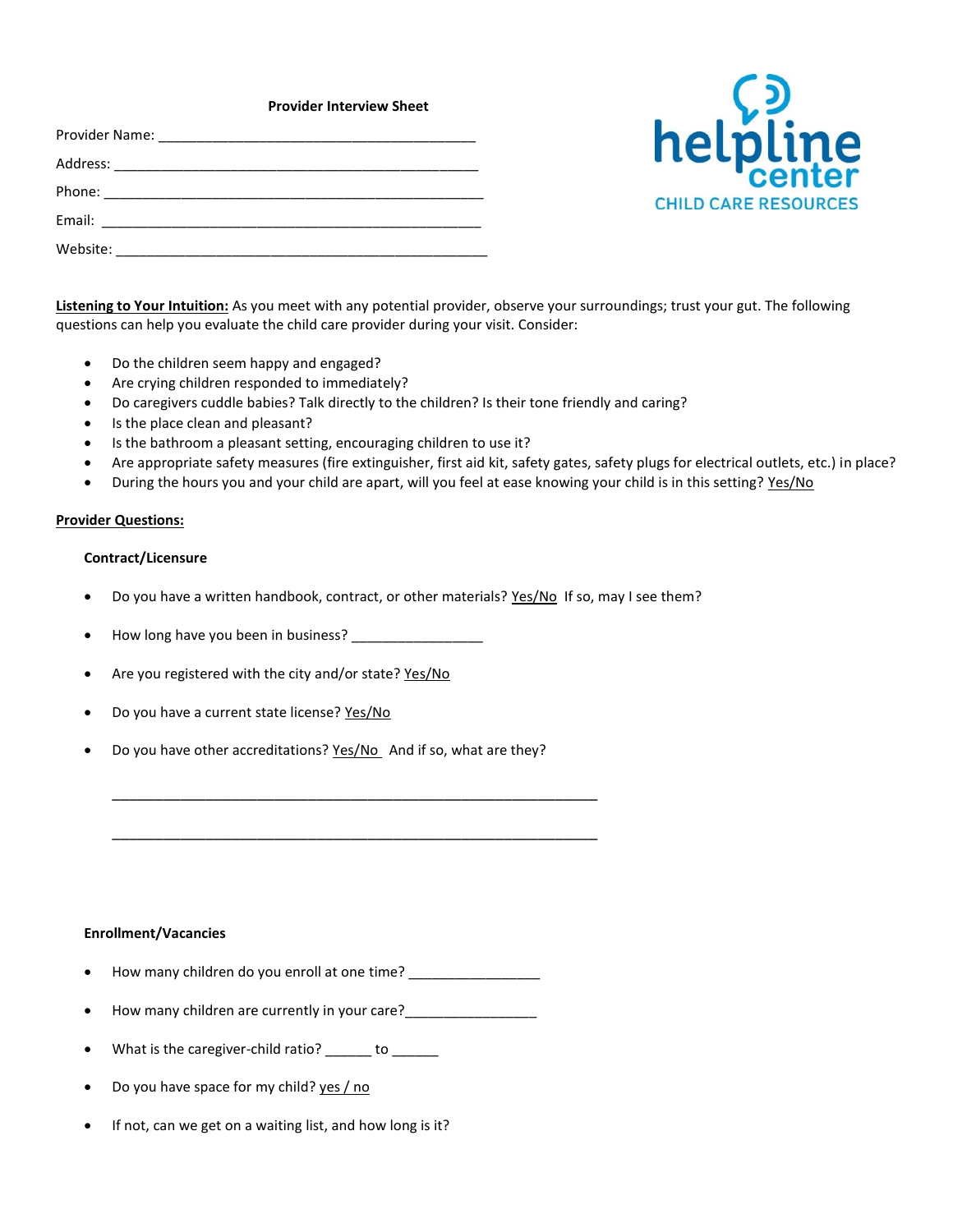**Provider Interview Sheet**

helpline center
CHILD CARE RESOURCES

Provider Name: ________________________________________

Address: ______________________________________________

Phone: ________________________________________________

Email: ________________________________________________

Website: ______________________________________________

**Listening to Your Intuition:** As you meet with any potential provider, observe your surroundings; trust your gut. The following questions can help you evaluate the child care provider during your visit. Consider:

- Do the children seem happy and engaged?
- Are crying children responded to immediately?
- Do caregivers cuddle babies? Talk directly to the children? Is their tone friendly and caring?
- Is the place clean and pleasant?
- Is the bathroom a pleasant setting, encouraging children to use it?
- Are appropriate safety measures (fire extinguisher, first aid kit, safety gates, safety plugs for electrical outlets, etc.) in place?
- During the hours you and your child are apart, will you feel at ease knowing your child is in this setting? Yes/No

**Provider Questions:**

**Contract/Licensure**

- Do you have a written handbook, contract, or other materials? Yes/No If so, may I see them?
- How long have you been in business? _________________
- Are you registered with the city and/or state? Yes/No
- Do you have a current state license? Yes/No
- Do you have other accreditations? Yes/No And if so, what are they?

  ______________________________________________________________

  ______________________________________________________________

**Enrollment/Vacancies**

- How many children do you enroll at one time? _________________
- How many children are currently in your care?_________________
- What is the caregiver-child ratio? ______ to ______
- Do you have space for my child? yes / no
- If not, can we get on a waiting list, and how long is it?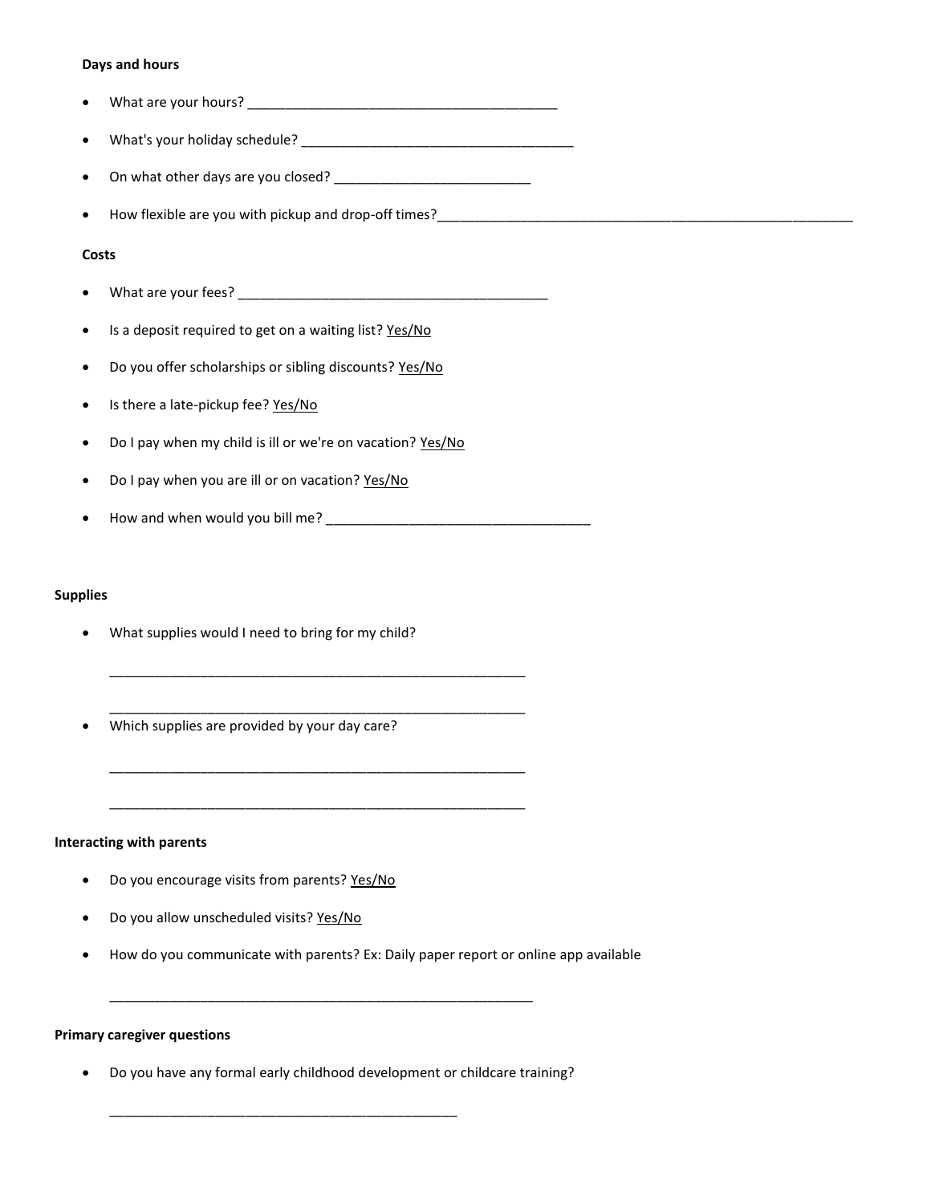**Days and hours**

- What are your hours? ________________________________________
- What's your holiday schedule? ____________________________________
- On what other days are you closed? _________________________
- How flexible are you with pickup and drop-off times?______________________________________________________

**Costs**

- What are your fees? ________________________________________
- Is a deposit required to get on a waiting list? Yes/No
- Do you offer scholarships or sibling discounts? Yes/No
- Is there a late-pickup fee? Yes/No
- Do I pay when my child is ill or we're on vacation? Yes/No
- Do I pay when you are ill or on vacation? Yes/No
- How and when would you bill me? __________________________________

**Supplies**

- What supplies would I need to bring for my child?

  ______________________________________________________

  ______________________________________________________

- Which supplies are provided by your day care?

  ______________________________________________________

  ______________________________________________________

**Interacting with parents**

- Do you encourage visits from parents? Yes/No
- Do you allow unscheduled visits? Yes/No
- How do you communicate with parents? Ex: Daily paper report or online app available

  _______________________________________________________

**Primary caregiver questions**

- Do you have any formal early childhood development or childcare training?

  _____________________________________________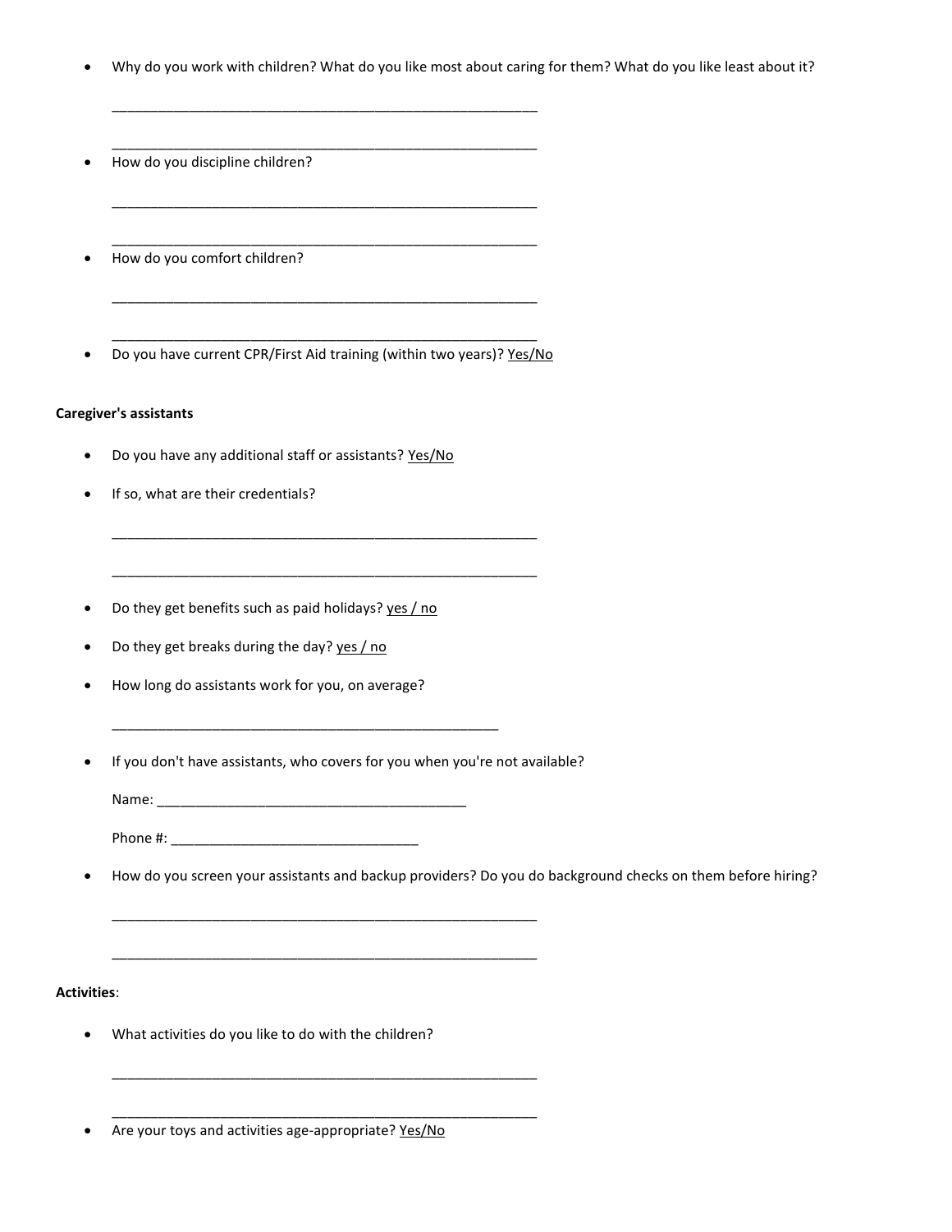- Why do you work with children? What do you like most about caring for them? What do you like least about it?

  ______________________________________________________

  ______________________________________________________

- How do you discipline children?

  ______________________________________________________

  ______________________________________________________

- How do you comfort children?

  ______________________________________________________

  ______________________________________________________

- Do you have current CPR/First Aid training (within two years)? <u>Yes/No</u>

**Caregiver's assistants**

- Do you have any additional staff or assistants? <u>Yes/No</u>
- If so, what are their credentials?

  ______________________________________________________

  ______________________________________________________

- Do they get benefits such as paid holidays? <u>yes / no</u>
- Do they get breaks during the day? <u>yes / no</u>
- How long do assistants work for you, on average?

  __________________________________________________

- If you don't have assistants, who covers for you when you're not available?

  Name: ________________________________________

  Phone #: ________________________________

- How do you screen your assistants and backup providers? Do you do background checks on them before hiring?

  ______________________________________________________

  ______________________________________________________

**Activities**:

- What activities do you like to do with the children?

  ______________________________________________________

  ______________________________________________________

- Are your toys and activities age-appropriate? <u>Yes/No</u>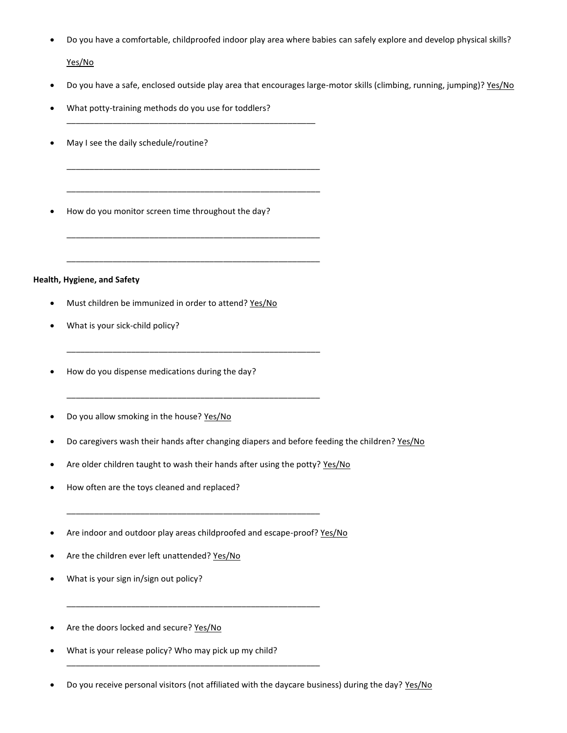- Do you have a comfortable, childproofed indoor play area where babies can safely explore and develop physical skills?

  <u>Yes/No</u>

- Do you have a safe, enclosed outside play area that encourages large-motor skills (climbing, running, jumping)? <u>Yes/No</u>
- What potty-training methods do you use for toddlers?
  ______________________________________________________
- May I see the daily schedule/routine?

  ______________________________________________________

  ______________________________________________________

- How do you monitor screen time throughout the day?

  ______________________________________________________

  ______________________________________________________

**Health, Hygiene, and Safety**

- Must children be immunized in order to attend? <u>Yes/No</u>
- What is your sick-child policy?

  ______________________________________________________

- How do you dispense medications during the day?

  ______________________________________________________

- Do you allow smoking in the house? <u>Yes/No</u>
- Do caregivers wash their hands after changing diapers and before feeding the children? <u>Yes/No</u>
- Are older children taught to wash their hands after using the potty? <u>Yes/No</u>
- How often are the toys cleaned and replaced?

  ______________________________________________________

- Are indoor and outdoor play areas childproofed and escape-proof? <u>Yes/No</u>
- Are the children ever left unattended? <u>Yes/No</u>
- What is your sign in/sign out policy?

  ______________________________________________________

- Are the doors locked and secure? <u>Yes/No</u>
- What is your release policy? Who may pick up my child?
  ______________________________________________________
- Do you receive personal visitors (not affiliated with the daycare business) during the day? <u>Yes/No</u>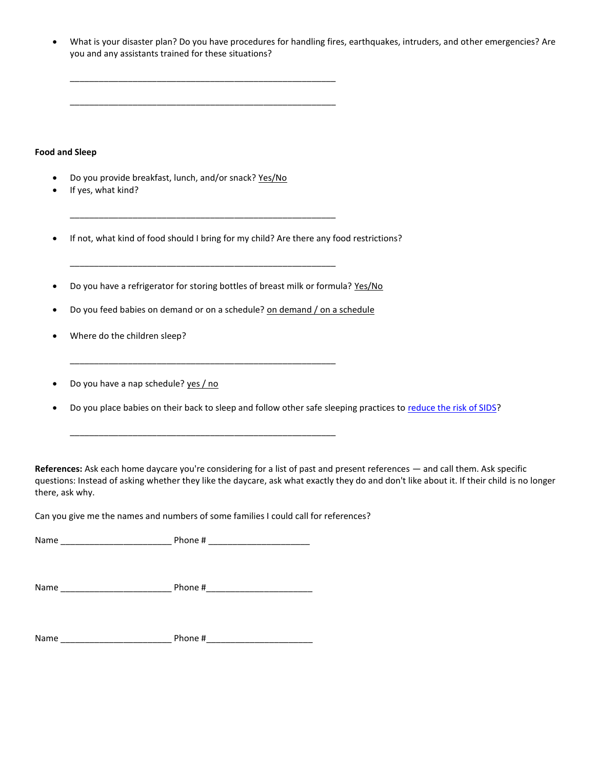- What is your disaster plan? Do you have procedures for handling fires, earthquakes, intruders, and other emergencies? Are you and any assistants trained for these situations?

  ___________________________________________________________

  ___________________________________________________________

**Food and Sleep**

- Do you provide breakfast, lunch, and/or snack? Yes/No
- If yes, what kind?

  ___________________________________________________________

- If not, what kind of food should I bring for my child? Are there any food restrictions?

  ___________________________________________________________

- Do you have a refrigerator for storing bottles of breast milk or formula? Yes/No
- Do you feed babies on demand or on a schedule? on demand / on a schedule
- Where do the children sleep?

  ___________________________________________________________

- Do you have a nap schedule? yes / no
- Do you place babies on their back to sleep and follow other safe sleeping practices to reduce the risk of SIDS?

  ___________________________________________________________

**References:** Ask each home daycare you're considering for a list of past and present references — and call them. Ask specific questions: Instead of asking whether they like the daycare, ask what exactly they do and don't like about it. If their child is no longer there, ask why.

Can you give me the names and numbers of some families I could call for references?

Name _______________________ Phone # _____________________

Name _______________________ Phone #______________________

Name _______________________ Phone #______________________